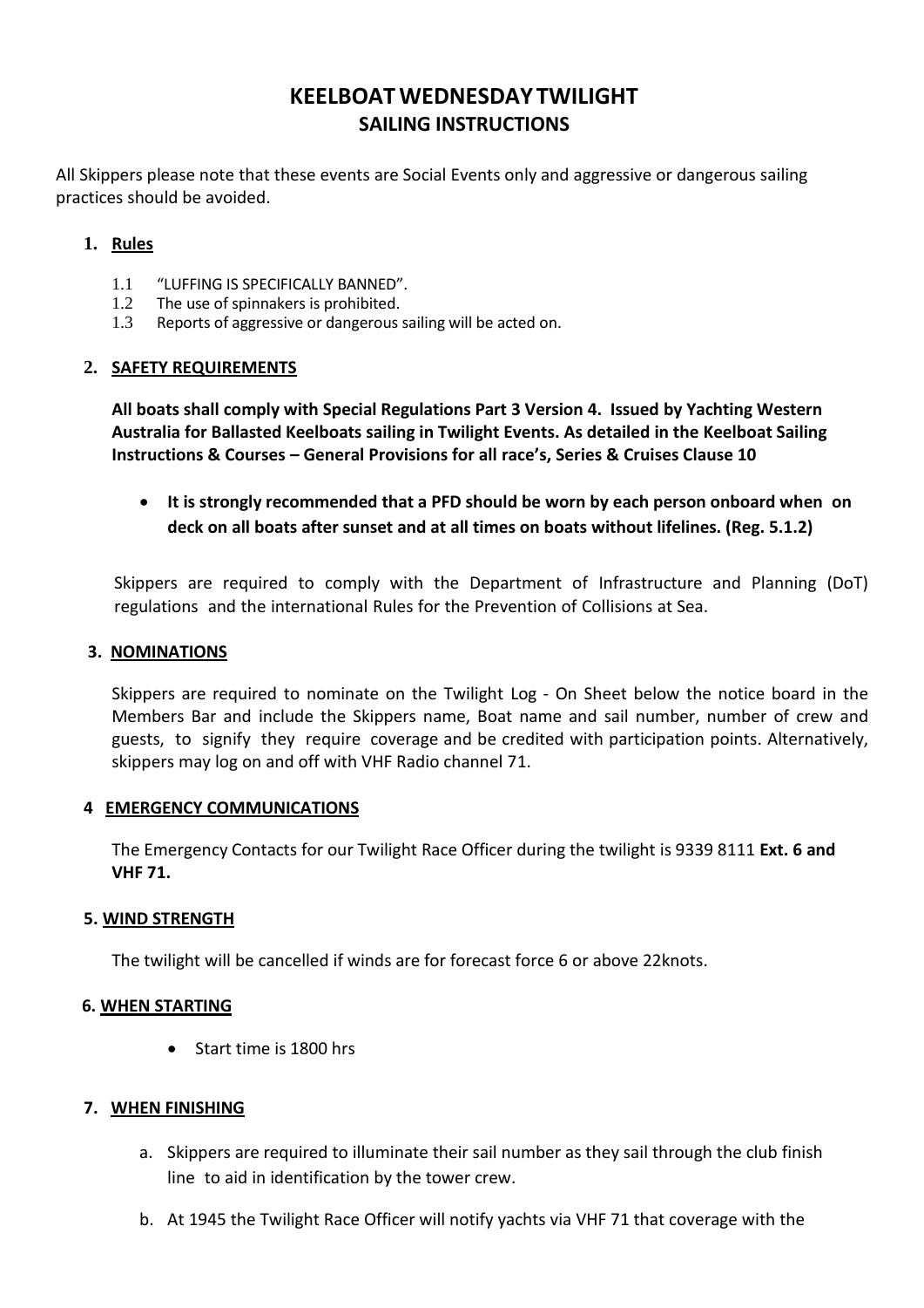# KEELBOAT WEDNESDAY TWILIGHT
## SAILING INSTRUCTIONS

All Skippers please note that these events are Social Events only and aggressive or dangerous sailing practices should be avoided.

### 1. Rules

1.1 "LUFFING IS SPECIFICALLY BANNED".
1.2 The use of spinnakers is prohibited.
1.3 Reports of aggressive or dangerous sailing will be acted on.

### 2. SAFETY REQUIREMENTS

**All boats shall comply with Special Regulations Part 3 Version 4. Issued by Yachting Western Australia for Ballasted Keelboats sailing in Twilight Events. As detailed in the Keelboat Sailing Instructions & Courses – General Provisions for all race's, Series & Cruises Clause 10**

- **It is strongly recommended that a PFD should be worn by each person onboard when on deck on all boats after sunset and at all times on boats without lifelines. (Reg. 5.1.2)**

Skippers are required to comply with the Department of Infrastructure and Planning (DoT) regulations and the international Rules for the Prevention of Collisions at Sea.

### 3. NOMINATIONS

Skippers are required to nominate on the Twilight Log - On Sheet below the notice board in the Members Bar and include the Skippers name, Boat name and sail number, number of crew and guests, to signify they require coverage and be credited with participation points. Alternatively, skippers may log on and off with VHF Radio channel 71.

### 4 EMERGENCY COMMUNICATIONS

The Emergency Contacts for our Twilight Race Officer during the twilight is 9339 8111 **Ext. 6 and VHF 71.**

### 5. WIND STRENGTH

The twilight will be cancelled if winds are for forecast force 6 or above 22knots.

### 6. WHEN STARTING

- Start time is 1800 hrs

### 7. WHEN FINISHING

a. Skippers are required to illuminate their sail number as they sail through the club finish line to aid in identification by the tower crew.

b. At 1945 the Twilight Race Officer will notify yachts via VHF 71 that coverage with the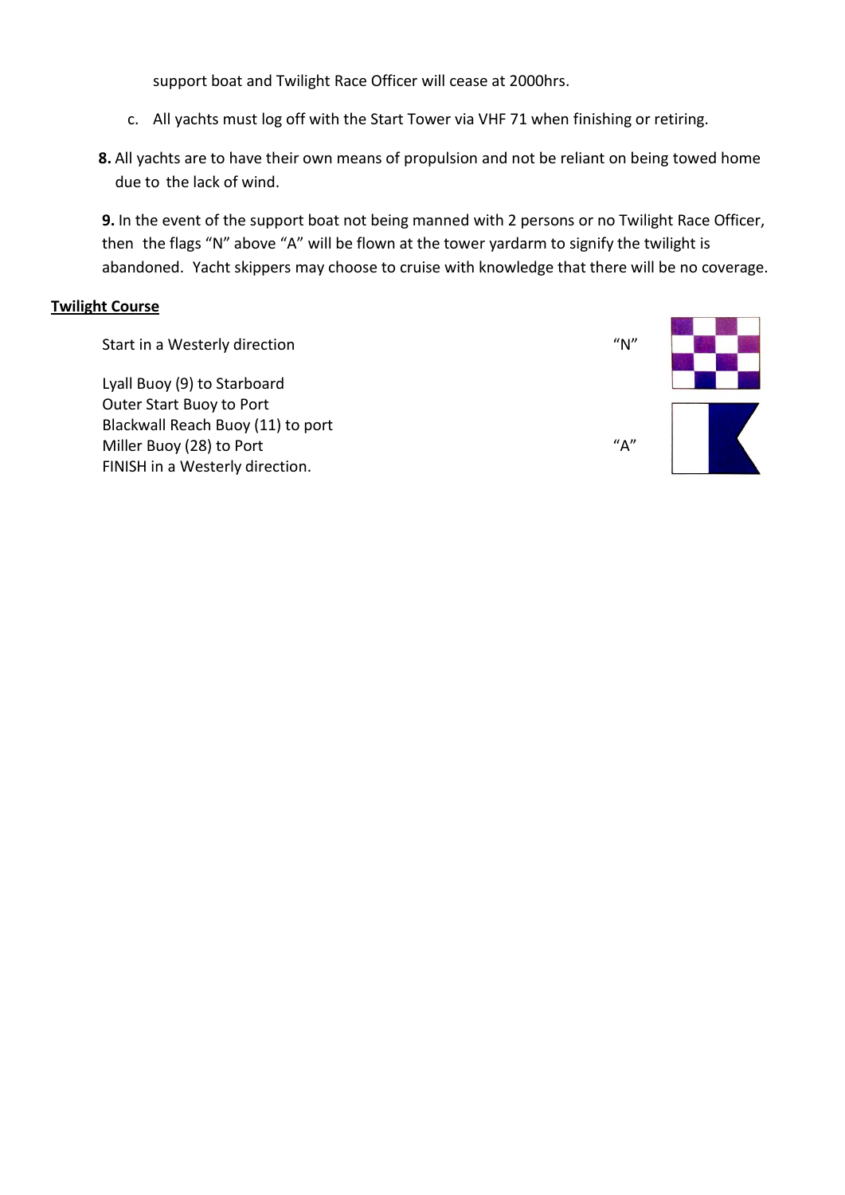support boat and Twilight Race Officer will cease at 2000hrs.

c. All yachts must log off with the Start Tower via VHF 71 when finishing or retiring.

**8.** All yachts are to have their own means of propulsion and not be reliant on being towed home due to the lack of wind.

**9.** In the event of the support boat not being manned with 2 persons or no Twilight Race Officer, then the flags "N" above "A" will be flown at the tower yardarm to signify the twilight is abandoned. Yacht skippers may choose to cruise with knowledge that there will be no coverage.

**Twilight Course**

Start in a Westerly direction

Lyall Buoy (9) to Starboard
Outer Start Buoy to Port
Blackwall Reach Buoy (11) to port
Miller Buoy (28) to Port
FINISH in a Westerly direction.

"N"

"A"